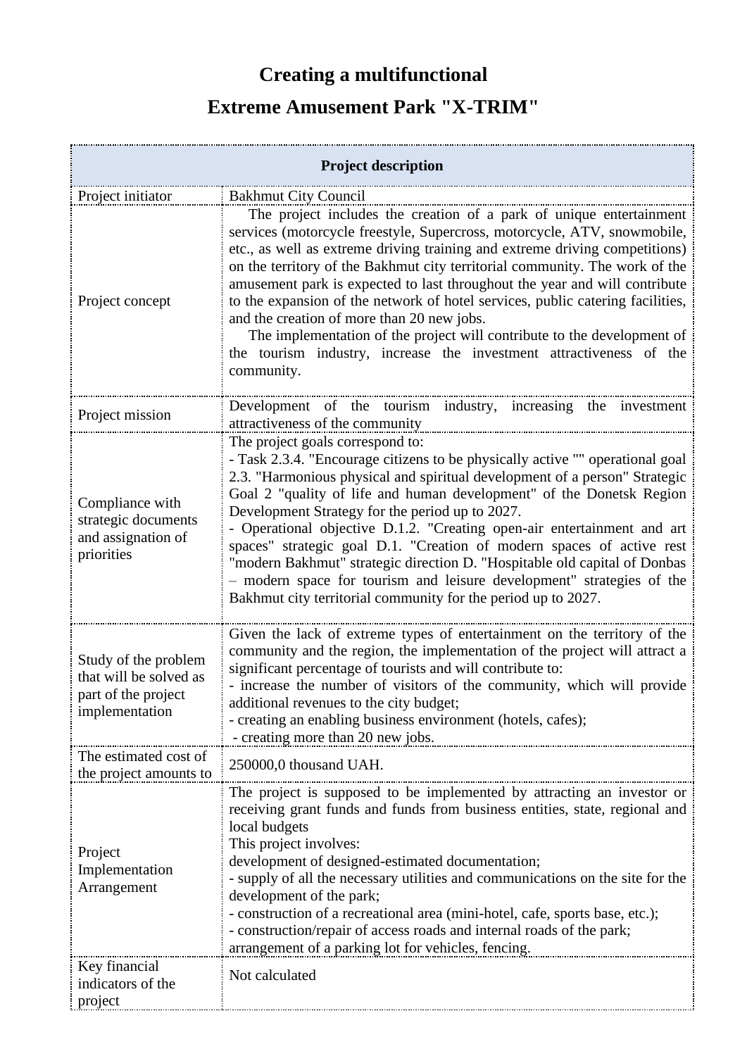# Creating a multifunctional
# Extreme Amusement Park "X-TRIM"

| Project description | |
|---|---|
| Project initiator | Bakhmut City Council |
| Project concept | The project includes the creation of a park of unique entertainment services (motorcycle freestyle, Supercross, motorcycle, ATV, snowmobile, etc., as well as extreme driving training and extreme driving competitions) on the territory of the Bakhmut city territorial community. The work of the amusement park is expected to last throughout the year and will contribute to the expansion of the network of hotel services, public catering facilities, and the creation of more than 20 new jobs.<br>The implementation of the project will contribute to the development of the tourism industry, increase the investment attractiveness of the community. |
| Project mission | Development of the tourism industry, increasing the investment attractiveness of the community |
| Compliance with strategic documents and assignation of priorities | The project goals correspond to:<br>- Task 2.3.4. "Encourage citizens to be physically active "" operational goal 2.3. "Harmonious physical and spiritual development of a person" Strategic Goal 2 "quality of life and human development" of the Donetsk Region Development Strategy for the period up to 2027.<br>- Operational objective D.1.2. "Creating open-air entertainment and art spaces" strategic goal D.1. "Creation of modern spaces of active rest "modern Bakhmut" strategic direction D. "Hospitable old capital of Donbas – modern space for tourism and leisure development" strategies of the Bakhmut city territorial community for the period up to 2027. |
| Study of the problem that will be solved as part of the project implementation | Given the lack of extreme types of entertainment on the territory of the community and the region, the implementation of the project will attract a significant percentage of tourists and will contribute to:<br>- increase the number of visitors of the community, which will provide additional revenues to the city budget;<br>- creating an enabling business environment (hotels, cafes);<br>- creating more than 20 new jobs. |
| The estimated cost of the project amounts to | 250000,0 thousand UAH. |
| Project Implementation Arrangement | The project is supposed to be implemented by attracting an investor or receiving grant funds and funds from business entities, state, regional and local budgets<br>This project involves:<br>development of designed-estimated documentation;<br>- supply of all the necessary utilities and communications on the site for the development of the park;<br>- construction of a recreational area (mini-hotel, cafe, sports base, etc.);<br>- construction/repair of access roads and internal roads of the park;<br>arrangement of a parking lot for vehicles, fencing. |
| Key financial indicators of the project | Not calculated |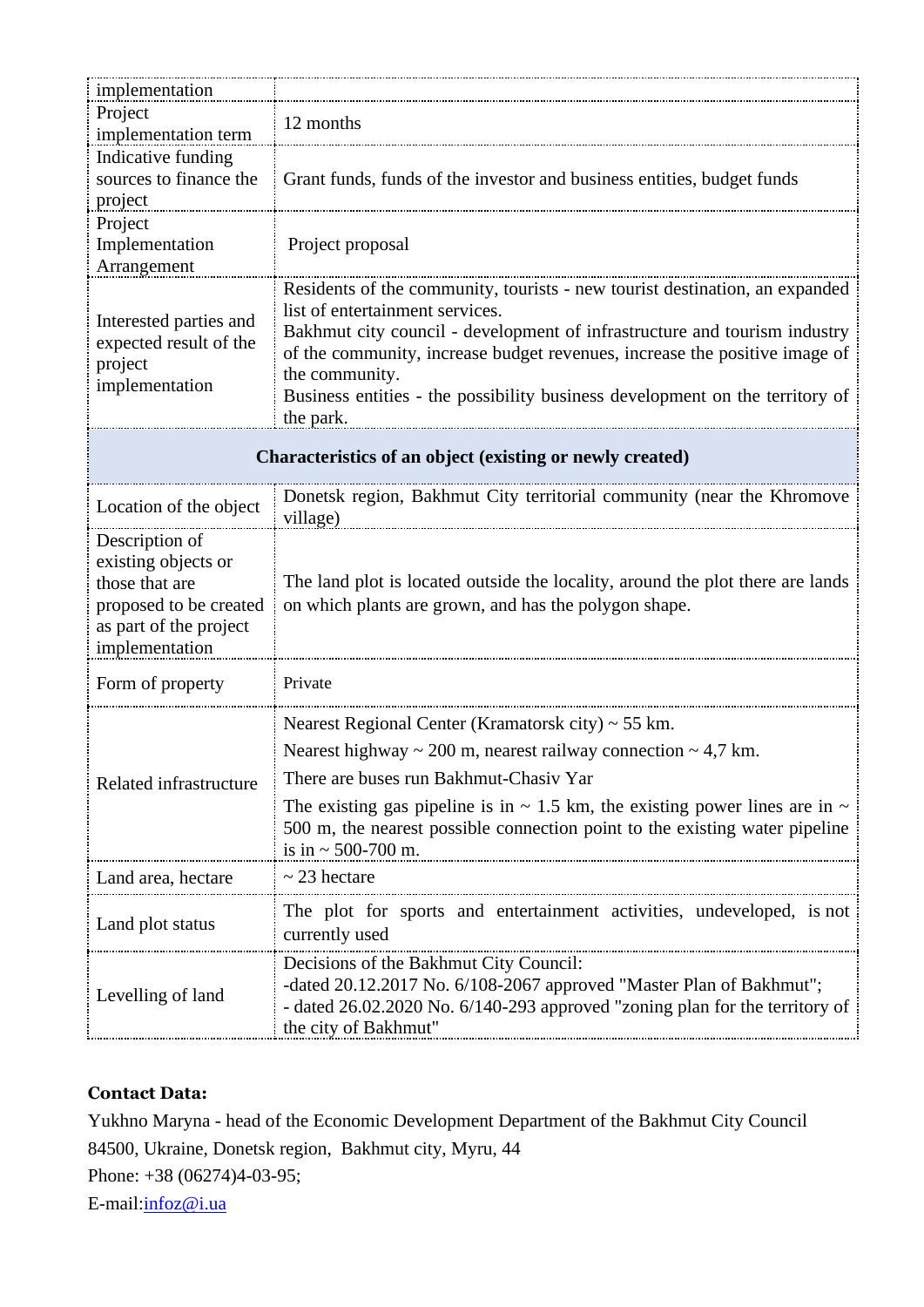| | |
|---|---|
| implementation | |
| Project implementation term | 12 months |
| Indicative funding sources to finance the project | Grant funds, funds of the investor and business entities, budget funds |
| Project Implementation Arrangement | Project proposal |
| Interested parties and expected result of the project implementation | Residents of the community, tourists - new tourist destination, an expanded list of entertainment services.<br>Bakhmut city council - development of infrastructure and tourism industry of the community, increase budget revenues, increase the positive image of the community.<br>Business entities - the possibility business development on the territory of the park. |
| **Characteristics of an object (existing or newly created)** | |
| Location of the object | Donetsk region, Bakhmut City territorial community (near the Khromove village) |
| Description of existing objects or those that are proposed to be created as part of the project implementation | The land plot is located outside the locality, around the plot there are lands on which plants are grown, and has the polygon shape. |
| Form of property | Private |
| Related infrastructure | Nearest Regional Center (Kramatorsk city) ~ 55 km.<br>Nearest highway ~ 200 m, nearest railway connection ~ 4,7 km.<br>There are buses run Bakhmut-Chasiv Yar<br>The existing gas pipeline is in ~ 1.5 km, the existing power lines are in ~ 500 m, the nearest possible connection point to the existing water pipeline is in ~ 500-700 m. |
| Land area, hectare | ~ 23 hectare |
| Land plot status | The plot for sports and entertainment activities, undeveloped, is not currently used |
| Levelling of land | Decisions of the Bakhmut City Council:<br>-dated 20.12.2017 No. 6/108-2067 approved "Master Plan of Bakhmut";<br>- dated 26.02.2020 No. 6/140-293 approved "zoning plan for the territory of the city of Bakhmut" |

**Contact Data:**

Yukhno Maryna - head of the Economic Development Department of the Bakhmut City Council

84500, Ukraine, Donetsk region, Bakhmut city, Myru, 44

Phone: +38 (06274)4-03-95;

E-mail:infoz@i.ua